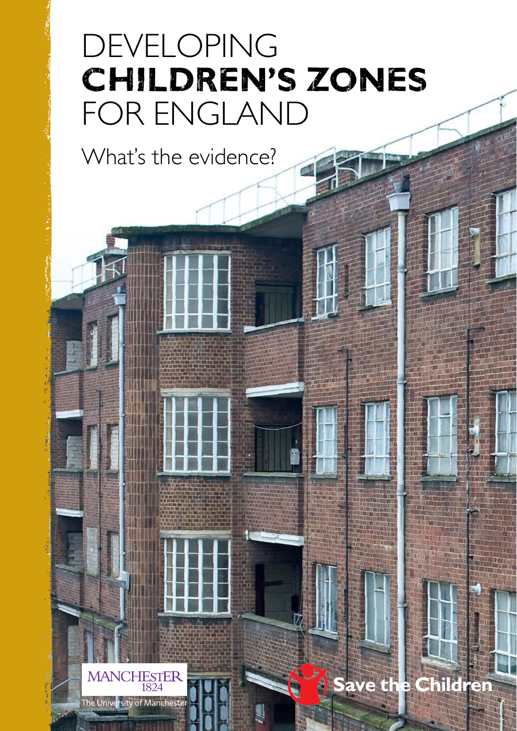# DEVELOPING **CHILDREN'S ZONES** FOR ENGLAND

## What's the evidence?

MANCHESTER 1824

The University of Manchester

Save the Children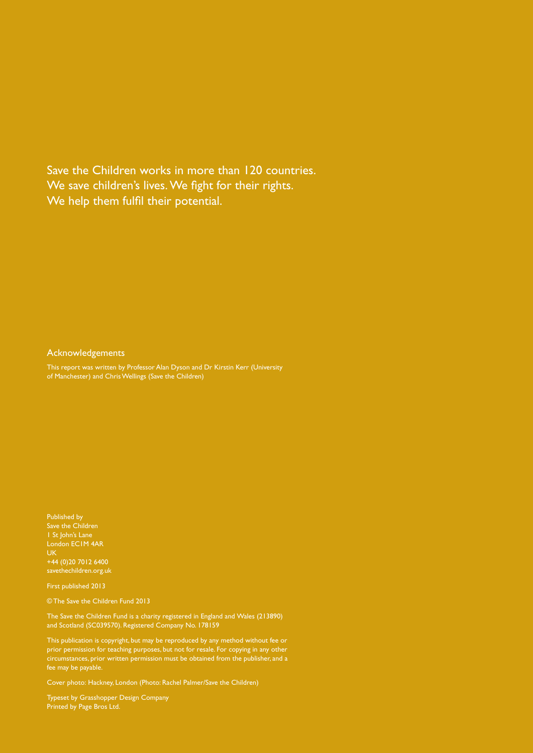Save the Children works in more than 120 countries.
We save children's lives. We fight for their rights.
We help them fulfil their potential.

## Acknowledgements

This report was written by Professor Alan Dyson and Dr Kirstin Kerr (University of Manchester) and Chris Wellings (Save the Children)

Published by
Save the Children
1 St John's Lane
London EC1M 4AR
UK
+44 (0)20 7012 6400
savethechildren.org.uk

First published 2013

© The Save the Children Fund 2013

The Save the Children Fund is a charity registered in England and Wales (213890) and Scotland (SC039570). Registered Company No. 178159

This publication is copyright, but may be reproduced by any method without fee or prior permission for teaching purposes, but not for resale. For copying in any other circumstances, prior written permission must be obtained from the publisher, and a fee may be payable.

Cover photo: Hackney, London (Photo: Rachel Palmer/Save the Children)

Typeset by Grasshopper Design Company
Printed by Page Bros Ltd.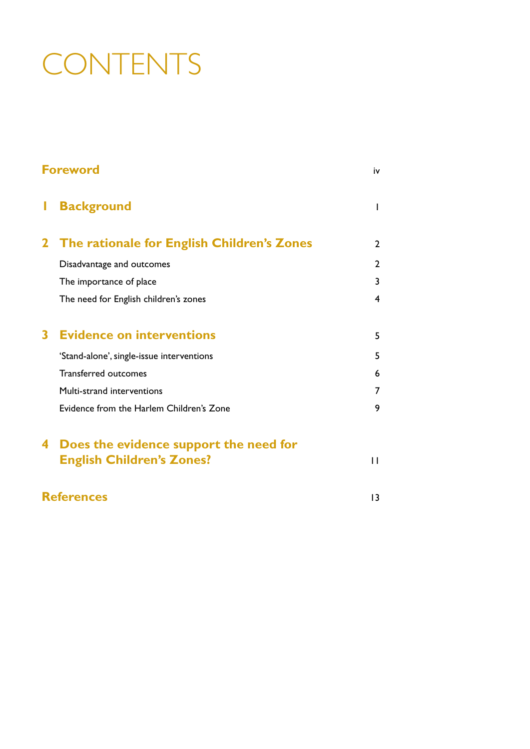# CONTENTS

| | |
|---|---|
| **Foreword** | iv |
| **1 Background** | 1 |
| **2 The rationale for English Children's Zones** | 2 |
| Disadvantage and outcomes | 2 |
| The importance of place | 3 |
| The need for English children's zones | 4 |
| **3 Evidence on interventions** | 5 |
| 'Stand-alone', single-issue interventions | 5 |
| Transferred outcomes | 6 |
| Multi-strand interventions | 7 |
| Evidence from the Harlem Children's Zone | 9 |
| **4 Does the evidence support the need for English Children's Zones?** | 11 |
| **References** | 13 |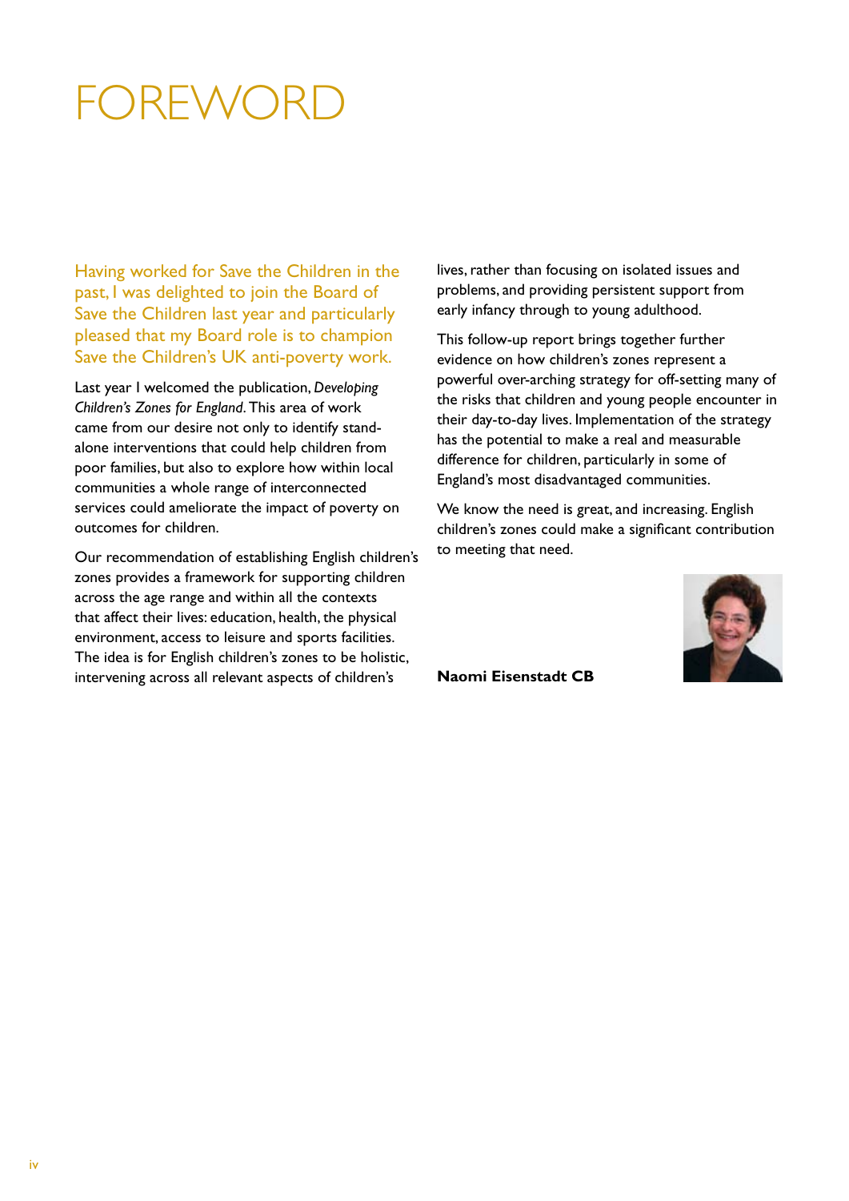# FOREWORD

Having worked for Save the Children in the past, I was delighted to join the Board of Save the Children last year and particularly pleased that my Board role is to champion Save the Children's UK anti-poverty work.

Last year I welcomed the publication, *Developing Children's Zones for England*. This area of work came from our desire not only to identify stand-alone interventions that could help children from poor families, but also to explore how within local communities a whole range of interconnected services could ameliorate the impact of poverty on outcomes for children.

Our recommendation of establishing English children's zones provides a framework for supporting children across the age range and within all the contexts that affect their lives: education, health, the physical environment, access to leisure and sports facilities. The idea is for English children's zones to be holistic, intervening across all relevant aspects of children's lives, rather than focusing on isolated issues and problems, and providing persistent support from early infancy through to young adulthood.

This follow-up report brings together further evidence on how children's zones represent a powerful over-arching strategy for off-setting many of the risks that children and young people encounter in their day-to-day lives. Implementation of the strategy has the potential to make a real and measurable difference for children, particularly in some of England's most disadvantaged communities.

We know the need is great, and increasing. English children's zones could make a significant contribution to meeting that need.

**Naomi Eisenstadt CB**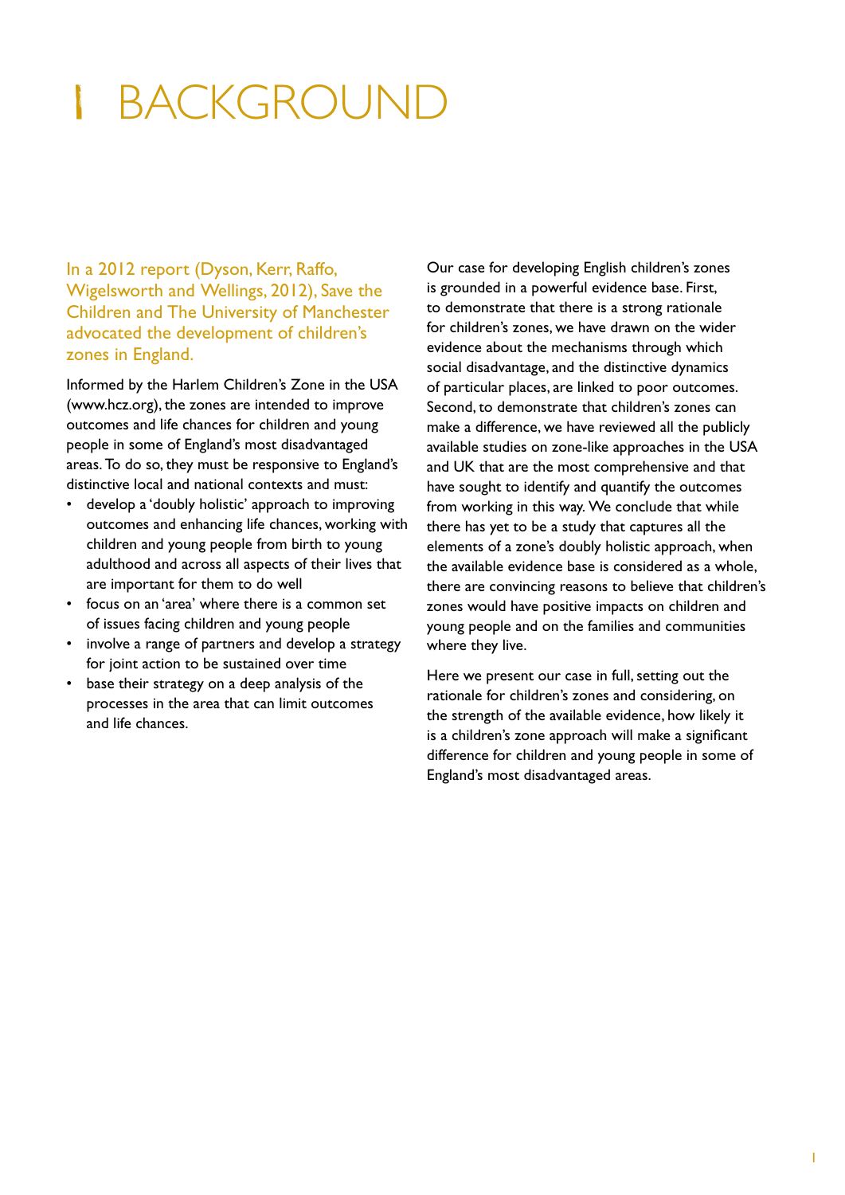# 1 BACKGROUND

In a 2012 report (Dyson, Kerr, Raffo, Wigelsworth and Wellings, 2012), Save the Children and The University of Manchester advocated the development of children's zones in England.

Informed by the Harlem Children's Zone in the USA (www.hcz.org), the zones are intended to improve outcomes and life chances for children and young people in some of England's most disadvantaged areas. To do so, they must be responsive to England's distinctive local and national contexts and must:

- develop a 'doubly holistic' approach to improving outcomes and enhancing life chances, working with children and young people from birth to young adulthood and across all aspects of their lives that are important for them to do well
- focus on an 'area' where there is a common set of issues facing children and young people
- involve a range of partners and develop a strategy for joint action to be sustained over time
- base their strategy on a deep analysis of the processes in the area that can limit outcomes and life chances.

Our case for developing English children's zones is grounded in a powerful evidence base. First, to demonstrate that there is a strong rationale for children's zones, we have drawn on the wider evidence about the mechanisms through which social disadvantage, and the distinctive dynamics of particular places, are linked to poor outcomes. Second, to demonstrate that children's zones can make a difference, we have reviewed all the publicly available studies on zone-like approaches in the USA and UK that are the most comprehensive and that have sought to identify and quantify the outcomes from working in this way. We conclude that while there has yet to be a study that captures all the elements of a zone's doubly holistic approach, when the available evidence base is considered as a whole, there are convincing reasons to believe that children's zones would have positive impacts on children and young people and on the families and communities where they live.

Here we present our case in full, setting out the rationale for children's zones and considering, on the strength of the available evidence, how likely it is a children's zone approach will make a significant difference for children and young people in some of England's most disadvantaged areas.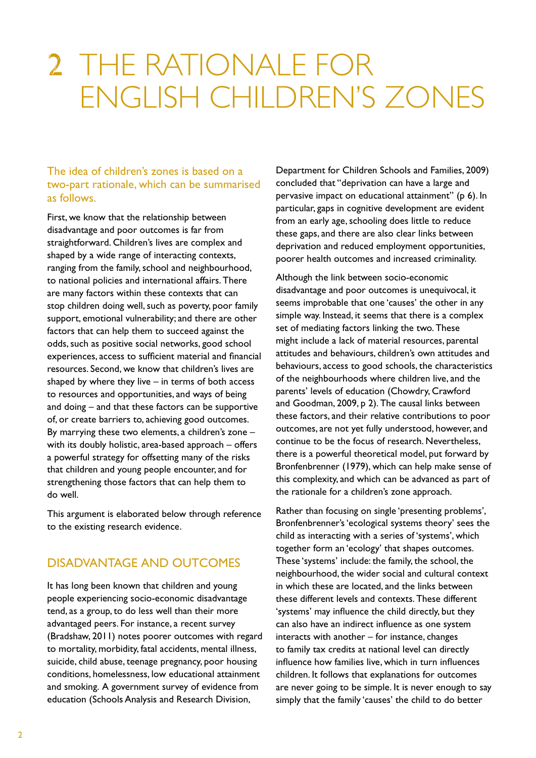# 2 THE RATIONALE FOR ENGLISH CHILDREN'S ZONES

The idea of children's zones is based on a two-part rationale, which can be summarised as follows.

First, we know that the relationship between disadvantage and poor outcomes is far from straightforward. Children's lives are complex and shaped by a wide range of interacting contexts, ranging from the family, school and neighbourhood, to national policies and international affairs. There are many factors within these contexts that can stop children doing well, such as poverty, poor family support, emotional vulnerability; and there are other factors that can help them to succeed against the odds, such as positive social networks, good school experiences, access to sufficient material and financial resources. Second, we know that children's lives are shaped by where they live – in terms of both access to resources and opportunities, and ways of being and doing – and that these factors can be supportive of, or create barriers to, achieving good outcomes. By marrying these two elements, a children's zone – with its doubly holistic, area-based approach – offers a powerful strategy for offsetting many of the risks that children and young people encounter, and for strengthening those factors that can help them to do well.

This argument is elaborated below through reference to the existing research evidence.

## DISADVANTAGE AND OUTCOMES

It has long been known that children and young people experiencing socio-economic disadvantage tend, as a group, to do less well than their more advantaged peers. For instance, a recent survey (Bradshaw, 2011) notes poorer outcomes with regard to mortality, morbidity, fatal accidents, mental illness, suicide, child abuse, teenage pregnancy, poor housing conditions, homelessness, low educational attainment and smoking. A government survey of evidence from education (Schools Analysis and Research Division, Department for Children Schools and Families, 2009) concluded that "deprivation can have a large and pervasive impact on educational attainment" (p 6). In particular, gaps in cognitive development are evident from an early age, schooling does little to reduce these gaps, and there are also clear links between deprivation and reduced employment opportunities, poorer health outcomes and increased criminality.

Although the link between socio-economic disadvantage and poor outcomes is unequivocal, it seems improbable that one 'causes' the other in any simple way. Instead, it seems that there is a complex set of mediating factors linking the two. These might include a lack of material resources, parental attitudes and behaviours, children's own attitudes and behaviours, access to good schools, the characteristics of the neighbourhoods where children live, and the parents' levels of education (Chowdry, Crawford and Goodman, 2009, p 2). The causal links between these factors, and their relative contributions to poor outcomes, are not yet fully understood, however, and continue to be the focus of research. Nevertheless, there is a powerful theoretical model, put forward by Bronfenbrenner (1979), which can help make sense of this complexity, and which can be advanced as part of the rationale for a children's zone approach.

Rather than focusing on single 'presenting problems', Bronfenbrenner's 'ecological systems theory' sees the child as interacting with a series of 'systems', which together form an 'ecology' that shapes outcomes. These 'systems' include: the family, the school, the neighbourhood, the wider social and cultural context in which these are located, and the links between these different levels and contexts. These different 'systems' may influence the child directly, but they can also have an indirect influence as one system interacts with another – for instance, changes to family tax credits at national level can directly influence how families live, which in turn influences children. It follows that explanations for outcomes are never going to be simple. It is never enough to say simply that the family 'causes' the child to do better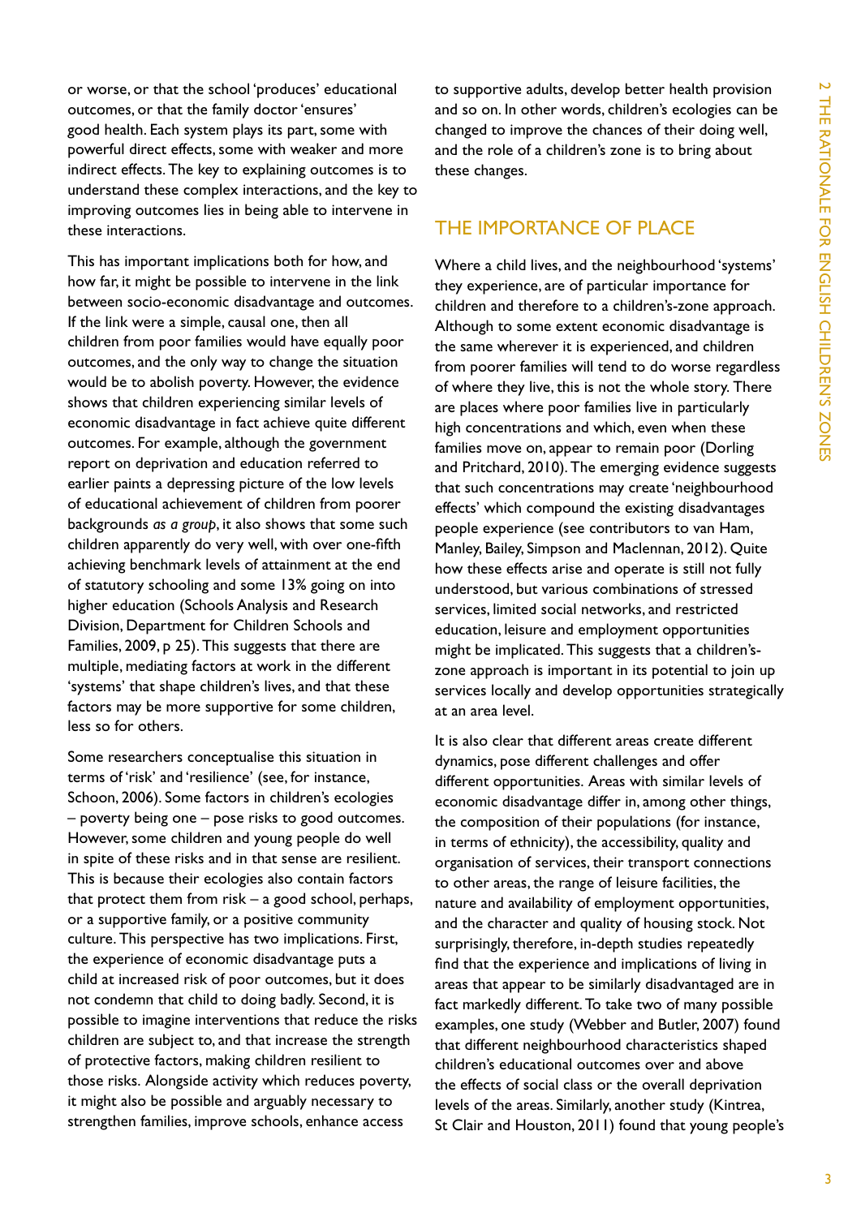or worse, or that the school 'produces' educational outcomes, or that the family doctor 'ensures' good health. Each system plays its part, some with powerful direct effects, some with weaker and more indirect effects. The key to explaining outcomes is to understand these complex interactions, and the key to improving outcomes lies in being able to intervene in these interactions.

This has important implications both for how, and how far, it might be possible to intervene in the link between socio-economic disadvantage and outcomes. If the link were a simple, causal one, then all children from poor families would have equally poor outcomes, and the only way to change the situation would be to abolish poverty. However, the evidence shows that children experiencing similar levels of economic disadvantage in fact achieve quite different outcomes. For example, although the government report on deprivation and education referred to earlier paints a depressing picture of the low levels of educational achievement of children from poorer backgrounds *as a group*, it also shows that some such children apparently do very well, with over one-fifth achieving benchmark levels of attainment at the end of statutory schooling and some 13% going on into higher education (Schools Analysis and Research Division, Department for Children Schools and Families, 2009, p 25). This suggests that there are multiple, mediating factors at work in the different 'systems' that shape children's lives, and that these factors may be more supportive for some children, less so for others.

Some researchers conceptualise this situation in terms of 'risk' and 'resilience' (see, for instance, Schoon, 2006). Some factors in children's ecologies – poverty being one – pose risks to good outcomes. However, some children and young people do well in spite of these risks and in that sense are resilient. This is because their ecologies also contain factors that protect them from risk – a good school, perhaps, or a supportive family, or a positive community culture. This perspective has two implications. First, the experience of economic disadvantage puts a child at increased risk of poor outcomes, but it does not condemn that child to doing badly. Second, it is possible to imagine interventions that reduce the risks children are subject to, and that increase the strength of protective factors, making children resilient to those risks. Alongside activity which reduces poverty, it might also be possible and arguably necessary to strengthen families, improve schools, enhance access to supportive adults, develop better health provision and so on. In other words, children's ecologies can be changed to improve the chances of their doing well, and the role of a children's zone is to bring about these changes.

## THE IMPORTANCE OF PLACE

Where a child lives, and the neighbourhood 'systems' they experience, are of particular importance for children and therefore to a children's-zone approach. Although to some extent economic disadvantage is the same wherever it is experienced, and children from poorer families will tend to do worse regardless of where they live, this is not the whole story. There are places where poor families live in particularly high concentrations and which, even when these families move on, appear to remain poor (Dorling and Pritchard, 2010). The emerging evidence suggests that such concentrations may create 'neighbourhood effects' which compound the existing disadvantages people experience (see contributors to van Ham, Manley, Bailey, Simpson and Maclennan, 2012). Quite how these effects arise and operate is still not fully understood, but various combinations of stressed services, limited social networks, and restricted education, leisure and employment opportunities might be implicated. This suggests that a children's-zone approach is important in its potential to join up services locally and develop opportunities strategically at an area level.

It is also clear that different areas create different dynamics, pose different challenges and offer different opportunities. Areas with similar levels of economic disadvantage differ in, among other things, the composition of their populations (for instance, in terms of ethnicity), the accessibility, quality and organisation of services, their transport connections to other areas, the range of leisure facilities, the nature and availability of employment opportunities, and the character and quality of housing stock. Not surprisingly, therefore, in-depth studies repeatedly find that the experience and implications of living in areas that appear to be similarly disadvantaged are in fact markedly different. To take two of many possible examples, one study (Webber and Butler, 2007) found that different neighbourhood characteristics shaped children's educational outcomes over and above the effects of social class or the overall deprivation levels of the areas. Similarly, another study (Kintrea, St Clair and Houston, 2011) found that young people's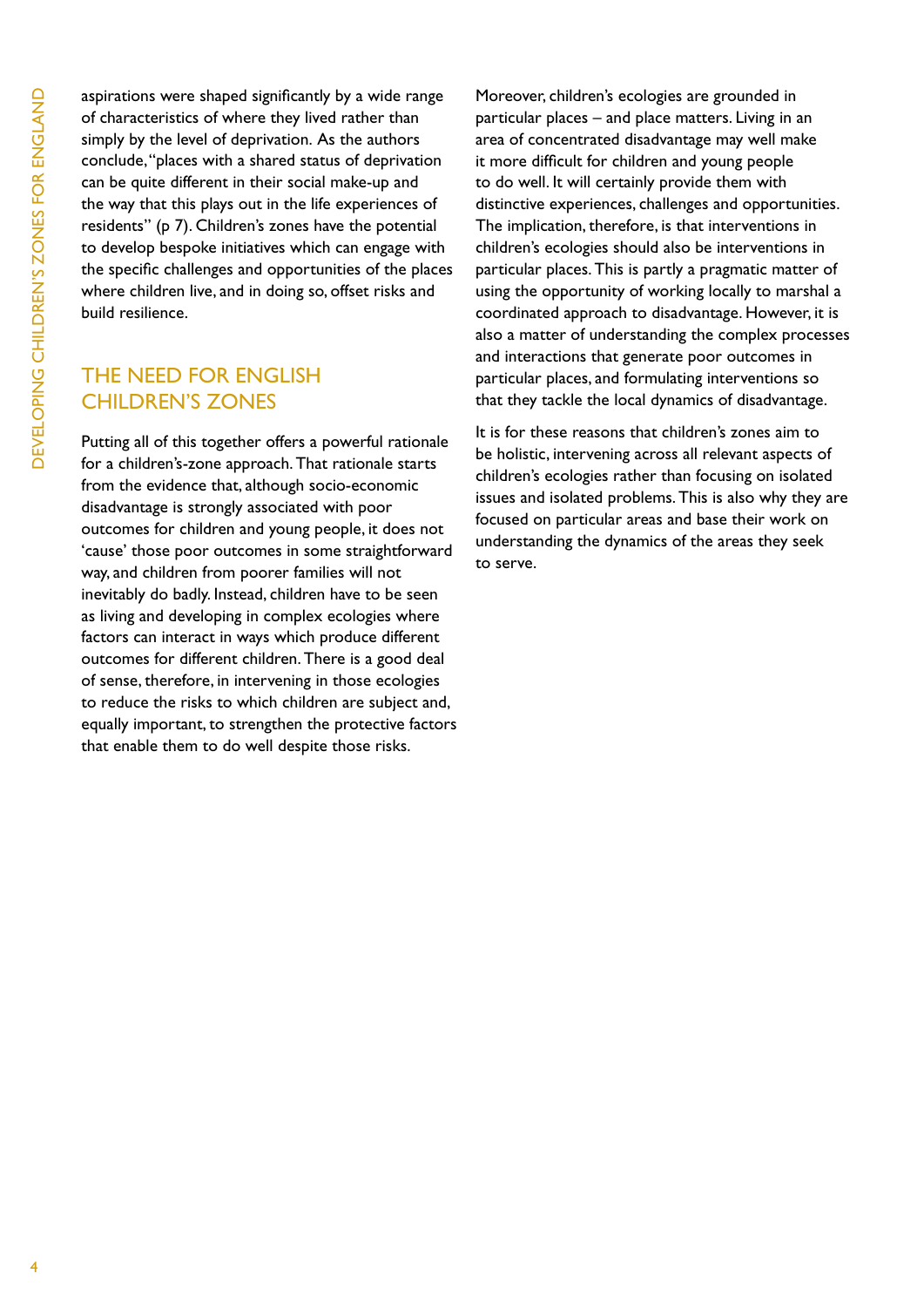aspirations were shaped significantly by a wide range of characteristics of where they lived rather than simply by the level of deprivation. As the authors conclude, "places with a shared status of deprivation can be quite different in their social make-up and the way that this plays out in the life experiences of residents" (p 7). Children's zones have the potential to develop bespoke initiatives which can engage with the specific challenges and opportunities of the places where children live, and in doing so, offset risks and build resilience.

## THE NEED FOR ENGLISH CHILDREN'S ZONES

Putting all of this together offers a powerful rationale for a children's-zone approach. That rationale starts from the evidence that, although socio-economic disadvantage is strongly associated with poor outcomes for children and young people, it does not 'cause' those poor outcomes in some straightforward way, and children from poorer families will not inevitably do badly. Instead, children have to be seen as living and developing in complex ecologies where factors can interact in ways which produce different outcomes for different children. There is a good deal of sense, therefore, in intervening in those ecologies to reduce the risks to which children are subject and, equally important, to strengthen the protective factors that enable them to do well despite those risks.

Moreover, children's ecologies are grounded in particular places – and place matters. Living in an area of concentrated disadvantage may well make it more difficult for children and young people to do well. It will certainly provide them with distinctive experiences, challenges and opportunities. The implication, therefore, is that interventions in children's ecologies should also be interventions in particular places. This is partly a pragmatic matter of using the opportunity of working locally to marshal a coordinated approach to disadvantage. However, it is also a matter of understanding the complex processes and interactions that generate poor outcomes in particular places, and formulating interventions so that they tackle the local dynamics of disadvantage.

It is for these reasons that children's zones aim to be holistic, intervening across all relevant aspects of children's ecologies rather than focusing on isolated issues and isolated problems. This is also why they are focused on particular areas and base their work on understanding the dynamics of the areas they seek to serve.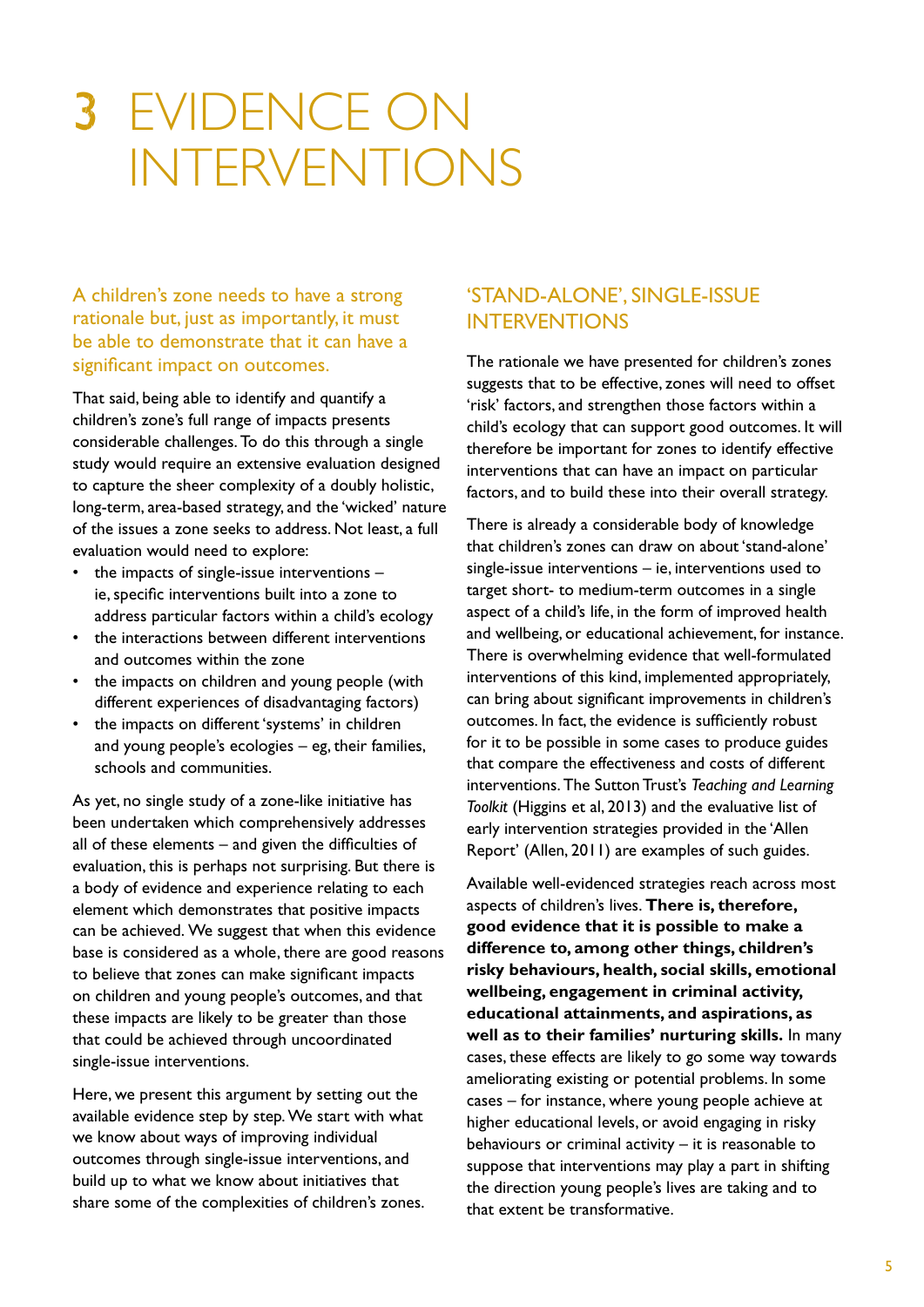# 3 EVIDENCE ON INTERVENTIONS

A children's zone needs to have a strong rationale but, just as importantly, it must be able to demonstrate that it can have a significant impact on outcomes.

That said, being able to identify and quantify a children's zone's full range of impacts presents considerable challenges. To do this through a single study would require an extensive evaluation designed to capture the sheer complexity of a doubly holistic, long-term, area-based strategy, and the 'wicked' nature of the issues a zone seeks to address. Not least, a full evaluation would need to explore:

- the impacts of single-issue interventions – ie, specific interventions built into a zone to address particular factors within a child's ecology
- the interactions between different interventions and outcomes within the zone
- the impacts on children and young people (with different experiences of disadvantaging factors)
- the impacts on different 'systems' in children and young people's ecologies – eg, their families, schools and communities.

As yet, no single study of a zone-like initiative has been undertaken which comprehensively addresses all of these elements – and given the difficulties of evaluation, this is perhaps not surprising. But there is a body of evidence and experience relating to each element which demonstrates that positive impacts can be achieved. We suggest that when this evidence base is considered as a whole, there are good reasons to believe that zones can make significant impacts on children and young people's outcomes, and that these impacts are likely to be greater than those that could be achieved through uncoordinated single-issue interventions.

Here, we present this argument by setting out the available evidence step by step. We start with what we know about ways of improving individual outcomes through single-issue interventions, and build up to what we know about initiatives that share some of the complexities of children's zones.

## 'STAND-ALONE', SINGLE-ISSUE INTERVENTIONS

The rationale we have presented for children's zones suggests that to be effective, zones will need to offset 'risk' factors, and strengthen those factors within a child's ecology that can support good outcomes. It will therefore be important for zones to identify effective interventions that can have an impact on particular factors, and to build these into their overall strategy.

There is already a considerable body of knowledge that children's zones can draw on about 'stand-alone' single-issue interventions – ie, interventions used to target short- to medium-term outcomes in a single aspect of a child's life, in the form of improved health and wellbeing, or educational achievement, for instance. There is overwhelming evidence that well-formulated interventions of this kind, implemented appropriately, can bring about significant improvements in children's outcomes. In fact, the evidence is sufficiently robust for it to be possible in some cases to produce guides that compare the effectiveness and costs of different interventions. The Sutton Trust's *Teaching and Learning Toolkit* (Higgins et al, 2013) and the evaluative list of early intervention strategies provided in the 'Allen Report' (Allen, 2011) are examples of such guides.

Available well-evidenced strategies reach across most aspects of children's lives. **There is, therefore, good evidence that it is possible to make a difference to, among other things, children's risky behaviours, health, social skills, emotional wellbeing, engagement in criminal activity, educational attainments, and aspirations, as well as to their families' nurturing skills.** In many cases, these effects are likely to go some way towards ameliorating existing or potential problems. In some cases – for instance, where young people achieve at higher educational levels, or avoid engaging in risky behaviours or criminal activity – it is reasonable to suppose that interventions may play a part in shifting the direction young people's lives are taking and to that extent be transformative.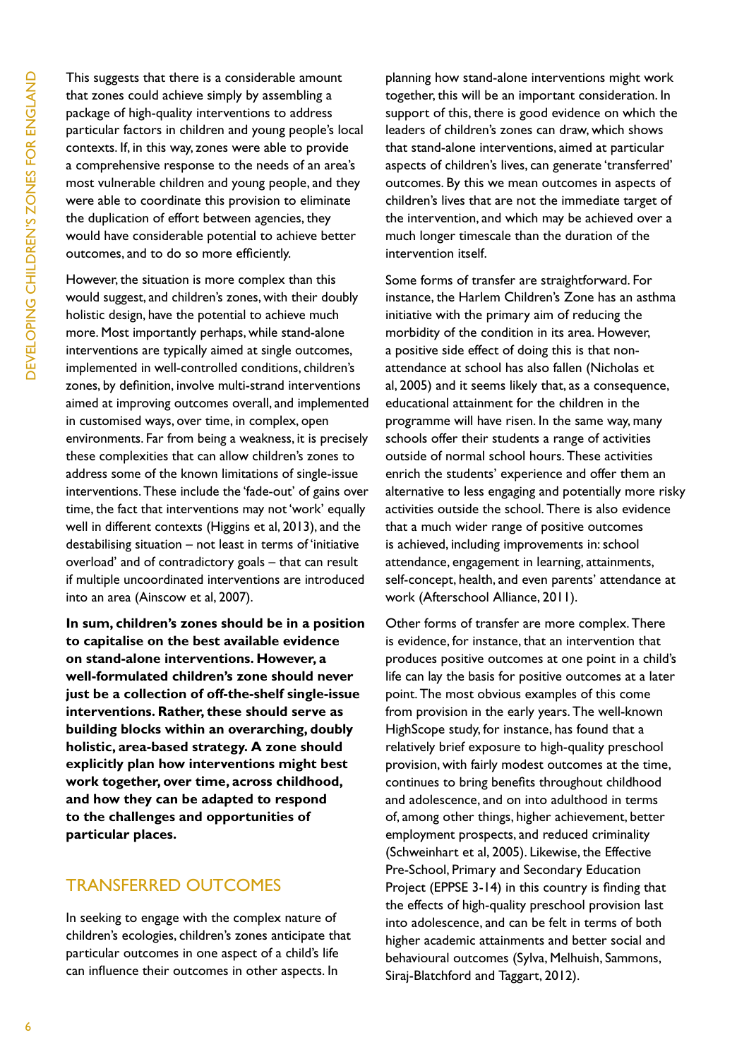This suggests that there is a considerable amount that zones could achieve simply by assembling a package of high-quality interventions to address particular factors in children and young people's local contexts. If, in this way, zones were able to provide a comprehensive response to the needs of an area's most vulnerable children and young people, and they were able to coordinate this provision to eliminate the duplication of effort between agencies, they would have considerable potential to achieve better outcomes, and to do so more efficiently.

However, the situation is more complex than this would suggest, and children's zones, with their doubly holistic design, have the potential to achieve much more. Most importantly perhaps, while stand-alone interventions are typically aimed at single outcomes, implemented in well-controlled conditions, children's zones, by definition, involve multi-strand interventions aimed at improving outcomes overall, and implemented in customised ways, over time, in complex, open environments. Far from being a weakness, it is precisely these complexities that can allow children's zones to address some of the known limitations of single-issue interventions. These include the 'fade-out' of gains over time, the fact that interventions may not 'work' equally well in different contexts (Higgins et al, 2013), and the destabilising situation – not least in terms of 'initiative overload' and of contradictory goals – that can result if multiple uncoordinated interventions are introduced into an area (Ainscow et al, 2007).

**In sum, children's zones should be in a position to capitalise on the best available evidence on stand-alone interventions. However, a well-formulated children's zone should never just be a collection of off-the-shelf single-issue interventions. Rather, these should serve as building blocks within an overarching, doubly holistic, area-based strategy. A zone should explicitly plan how interventions might best work together, over time, across childhood, and how they can be adapted to respond to the challenges and opportunities of particular places.**

## TRANSFERRED OUTCOMES

In seeking to engage with the complex nature of children's ecologies, children's zones anticipate that particular outcomes in one aspect of a child's life can influence their outcomes in other aspects. In planning how stand-alone interventions might work together, this will be an important consideration. In support of this, there is good evidence on which the leaders of children's zones can draw, which shows that stand-alone interventions, aimed at particular aspects of children's lives, can generate 'transferred' outcomes. By this we mean outcomes in aspects of children's lives that are not the immediate target of the intervention, and which may be achieved over a much longer timescale than the duration of the intervention itself.

Some forms of transfer are straightforward. For instance, the Harlem Children's Zone has an asthma initiative with the primary aim of reducing the morbidity of the condition in its area. However, a positive side effect of doing this is that non-attendance at school has also fallen (Nicholas et al, 2005) and it seems likely that, as a consequence, educational attainment for the children in the programme will have risen. In the same way, many schools offer their students a range of activities outside of normal school hours. These activities enrich the students' experience and offer them an alternative to less engaging and potentially more risky activities outside the school. There is also evidence that a much wider range of positive outcomes is achieved, including improvements in: school attendance, engagement in learning, attainments, self-concept, health, and even parents' attendance at work (Afterschool Alliance, 2011).

Other forms of transfer are more complex. There is evidence, for instance, that an intervention that produces positive outcomes at one point in a child's life can lay the basis for positive outcomes at a later point. The most obvious examples of this come from provision in the early years. The well-known HighScope study, for instance, has found that a relatively brief exposure to high-quality preschool provision, with fairly modest outcomes at the time, continues to bring benefits throughout childhood and adolescence, and on into adulthood in terms of, among other things, higher achievement, better employment prospects, and reduced criminality (Schweinhart et al, 2005). Likewise, the Effective Pre-School, Primary and Secondary Education Project (EPPSE 3-14) in this country is finding that the effects of high-quality preschool provision last into adolescence, and can be felt in terms of both higher academic attainments and better social and behavioural outcomes (Sylva, Melhuish, Sammons, Siraj-Blatchford and Taggart, 2012).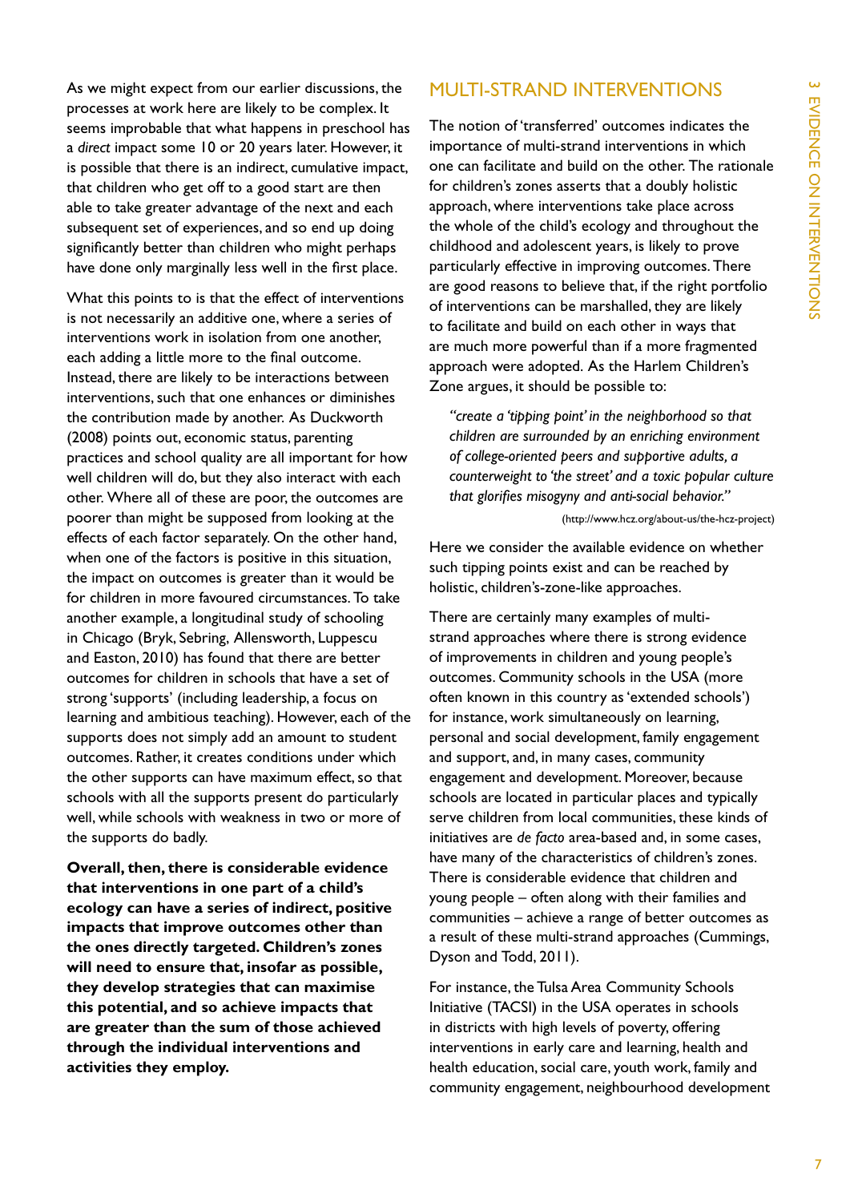As we might expect from our earlier discussions, the processes at work here are likely to be complex. It seems improbable that what happens in preschool has a *direct* impact some 10 or 20 years later. However, it is possible that there is an indirect, cumulative impact, that children who get off to a good start are then able to take greater advantage of the next and each subsequent set of experiences, and so end up doing significantly better than children who might perhaps have done only marginally less well in the first place.

What this points to is that the effect of interventions is not necessarily an additive one, where a series of interventions work in isolation from one another, each adding a little more to the final outcome. Instead, there are likely to be interactions between interventions, such that one enhances or diminishes the contribution made by another. As Duckworth (2008) points out, economic status, parenting practices and school quality are all important for how well children will do, but they also interact with each other. Where all of these are poor, the outcomes are poorer than might be supposed from looking at the effects of each factor separately. On the other hand, when one of the factors is positive in this situation, the impact on outcomes is greater than it would be for children in more favoured circumstances. To take another example, a longitudinal study of schooling in Chicago (Bryk, Sebring, Allensworth, Luppescu and Easton, 2010) has found that there are better outcomes for children in schools that have a set of strong 'supports' (including leadership, a focus on learning and ambitious teaching). However, each of the supports does not simply add an amount to student outcomes. Rather, it creates conditions under which the other supports can have maximum effect, so that schools with all the supports present do particularly well, while schools with weakness in two or more of the supports do badly.

**Overall, then, there is considerable evidence that interventions in one part of a child's ecology can have a series of indirect, positive impacts that improve outcomes other than the ones directly targeted. Children's zones will need to ensure that, insofar as possible, they develop strategies that can maximise this potential, and so achieve impacts that are greater than the sum of those achieved through the individual interventions and activities they employ.**

## MULTI-STRAND INTERVENTIONS

The notion of 'transferred' outcomes indicates the importance of multi-strand interventions in which one can facilitate and build on the other. The rationale for children's zones asserts that a doubly holistic approach, where interventions take place across the whole of the child's ecology and throughout the childhood and adolescent years, is likely to prove particularly effective in improving outcomes. There are good reasons to believe that, if the right portfolio of interventions can be marshalled, they are likely to facilitate and build on each other in ways that are much more powerful than if a more fragmented approach were adopted. As the Harlem Children's Zone argues, it should be possible to:

> *"create a 'tipping point' in the neighborhood so that children are surrounded by an enriching environment of college-oriented peers and supportive adults, a counterweight to 'the street' and a toxic popular culture that glorifies misogyny and anti-social behavior."*
>
> (http://www.hcz.org/about-us/the-hcz-project)

Here we consider the available evidence on whether such tipping points exist and can be reached by holistic, children's-zone-like approaches.

There are certainly many examples of multi-strand approaches where there is strong evidence of improvements in children and young people's outcomes. Community schools in the USA (more often known in this country as 'extended schools') for instance, work simultaneously on learning, personal and social development, family engagement and support, and, in many cases, community engagement and development. Moreover, because schools are located in particular places and typically serve children from local communities, these kinds of initiatives are *de facto* area-based and, in some cases, have many of the characteristics of children's zones. There is considerable evidence that children and young people – often along with their families and communities – achieve a range of better outcomes as a result of these multi-strand approaches (Cummings, Dyson and Todd, 2011).

For instance, the Tulsa Area Community Schools Initiative (TACSI) in the USA operates in schools in districts with high levels of poverty, offering interventions in early care and learning, health and health education, social care, youth work, family and community engagement, neighbourhood development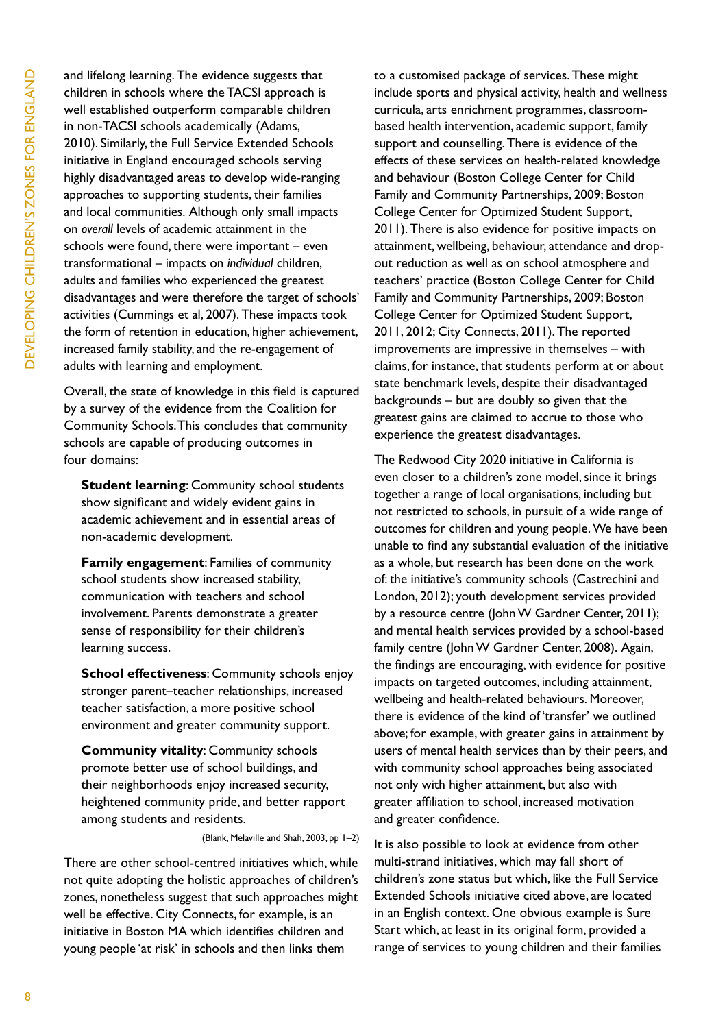and lifelong learning. The evidence suggests that children in schools where the TACSI approach is well established outperform comparable children in non-TACSI schools academically (Adams, 2010). Similarly, the Full Service Extended Schools initiative in England encouraged schools serving highly disadvantaged areas to develop wide-ranging approaches to supporting students, their families and local communities. Although only small impacts on *overall* levels of academic attainment in the schools were found, there were important – even transformational – impacts on *individual* children, adults and families who experienced the greatest disadvantages and were therefore the target of schools' activities (Cummings et al, 2007). These impacts took the form of retention in education, higher achievement, increased family stability, and the re-engagement of adults with learning and employment.

Overall, the state of knowledge in this field is captured by a survey of the evidence from the Coalition for Community Schools. This concludes that community schools are capable of producing outcomes in four domains:

> **Student learning**: Community school students show significant and widely evident gains in academic achievement and in essential areas of non-academic development.
>
> **Family engagement**: Families of community school students show increased stability, communication with teachers and school involvement. Parents demonstrate a greater sense of responsibility for their children's learning success.
>
> **School effectiveness**: Community schools enjoy stronger parent–teacher relationships, increased teacher satisfaction, a more positive school environment and greater community support.
>
> **Community vitality**: Community schools promote better use of school buildings, and their neighborhoods enjoy increased security, heightened community pride, and better rapport among students and residents.
>
> (Blank, Melaville and Shah, 2003, pp 1–2)

There are other school-centred initiatives which, while not quite adopting the holistic approaches of children's zones, nonetheless suggest that such approaches might well be effective. City Connects, for example, is an initiative in Boston MA which identifies children and young people 'at risk' in schools and then links them to a customised package of services. These might include sports and physical activity, health and wellness curricula, arts enrichment programmes, classroom-based health intervention, academic support, family support and counselling. There is evidence of the effects of these services on health-related knowledge and behaviour (Boston College Center for Child Family and Community Partnerships, 2009; Boston College Center for Optimized Student Support, 2011). There is also evidence for positive impacts on attainment, wellbeing, behaviour, attendance and drop-out reduction as well as on school atmosphere and teachers' practice (Boston College Center for Child Family and Community Partnerships, 2009; Boston College Center for Optimized Student Support, 2011, 2012; City Connects, 2011). The reported improvements are impressive in themselves – with claims, for instance, that students perform at or about state benchmark levels, despite their disadvantaged backgrounds – but are doubly so given that the greatest gains are claimed to accrue to those who experience the greatest disadvantages.

The Redwood City 2020 initiative in California is even closer to a children's zone model, since it brings together a range of local organisations, including but not restricted to schools, in pursuit of a wide range of outcomes for children and young people. We have been unable to find any substantial evaluation of the initiative as a whole, but research has been done on the work of: the initiative's community schools (Castrechini and London, 2012); youth development services provided by a resource centre (John W Gardner Center, 2011); and mental health services provided by a school-based family centre (John W Gardner Center, 2008). Again, the findings are encouraging, with evidence for positive impacts on targeted outcomes, including attainment, wellbeing and health-related behaviours. Moreover, there is evidence of the kind of 'transfer' we outlined above; for example, with greater gains in attainment by users of mental health services than by their peers, and with community school approaches being associated not only with higher attainment, but also with greater affiliation to school, increased motivation and greater confidence.

It is also possible to look at evidence from other multi-strand initiatives, which may fall short of children's zone status but which, like the Full Service Extended Schools initiative cited above, are located in an English context. One obvious example is Sure Start which, at least in its original form, provided a range of services to young children and their families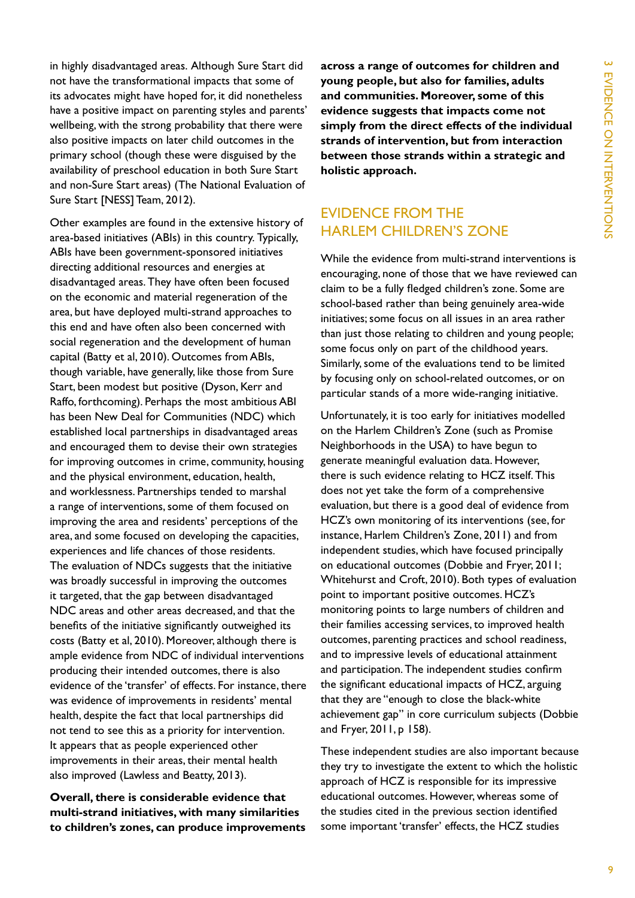in highly disadvantaged areas. Although Sure Start did not have the transformational impacts that some of its advocates might have hoped for, it did nonetheless have a positive impact on parenting styles and parents' wellbeing, with the strong probability that there were also positive impacts on later child outcomes in the primary school (though these were disguised by the availability of preschool education in both Sure Start and non-Sure Start areas) (The National Evaluation of Sure Start [NESS] Team, 2012).

Other examples are found in the extensive history of area-based initiatives (ABIs) in this country. Typically, ABIs have been government-sponsored initiatives directing additional resources and energies at disadvantaged areas. They have often been focused on the economic and material regeneration of the area, but have deployed multi-strand approaches to this end and have often also been concerned with social regeneration and the development of human capital (Batty et al, 2010). Outcomes from ABIs, though variable, have generally, like those from Sure Start, been modest but positive (Dyson, Kerr and Raffo, forthcoming). Perhaps the most ambitious ABI has been New Deal for Communities (NDC) which established local partnerships in disadvantaged areas and encouraged them to devise their own strategies for improving outcomes in crime, community, housing and the physical environment, education, health, and worklessness. Partnerships tended to marshal a range of interventions, some of them focused on improving the area and residents' perceptions of the area, and some focused on developing the capacities, experiences and life chances of those residents. The evaluation of NDCs suggests that the initiative was broadly successful in improving the outcomes it targeted, that the gap between disadvantaged NDC areas and other areas decreased, and that the benefits of the initiative significantly outweighed its costs (Batty et al, 2010). Moreover, although there is ample evidence from NDC of individual interventions producing their intended outcomes, there is also evidence of the 'transfer' of effects. For instance, there was evidence of improvements in residents' mental health, despite the fact that local partnerships did not tend to see this as a priority for intervention. It appears that as people experienced other improvements in their areas, their mental health also improved (Lawless and Beatty, 2013).

**Overall, there is considerable evidence that multi-strand initiatives, with many similarities to children's zones, can produce improvements across a range of outcomes for children and young people, but also for families, adults and communities. Moreover, some of this evidence suggests that impacts come not simply from the direct effects of the individual strands of intervention, but from interaction between those strands within a strategic and holistic approach.**

## EVIDENCE FROM THE HARLEM CHILDREN'S ZONE

While the evidence from multi-strand interventions is encouraging, none of those that we have reviewed can claim to be a fully fledged children's zone. Some are school-based rather than being genuinely area-wide initiatives; some focus on all issues in an area rather than just those relating to children and young people; some focus only on part of the childhood years. Similarly, some of the evaluations tend to be limited by focusing only on school-related outcomes, or on particular stands of a more wide-ranging initiative.

Unfortunately, it is too early for initiatives modelled on the Harlem Children's Zone (such as Promise Neighborhoods in the USA) to have begun to generate meaningful evaluation data. However, there is such evidence relating to HCZ itself. This does not yet take the form of a comprehensive evaluation, but there is a good deal of evidence from HCZ's own monitoring of its interventions (see, for instance, Harlem Children's Zone, 2011) and from independent studies, which have focused principally on educational outcomes (Dobbie and Fryer, 2011; Whitehurst and Croft, 2010). Both types of evaluation point to important positive outcomes. HCZ's monitoring points to large numbers of children and their families accessing services, to improved health outcomes, parenting practices and school readiness, and to impressive levels of educational attainment and participation. The independent studies confirm the significant educational impacts of HCZ, arguing that they are "enough to close the black-white achievement gap" in core curriculum subjects (Dobbie and Fryer, 2011, p 158).

These independent studies are also important because they try to investigate the extent to which the holistic approach of HCZ is responsible for its impressive educational outcomes. However, whereas some of the studies cited in the previous section identified some important 'transfer' effects, the HCZ studies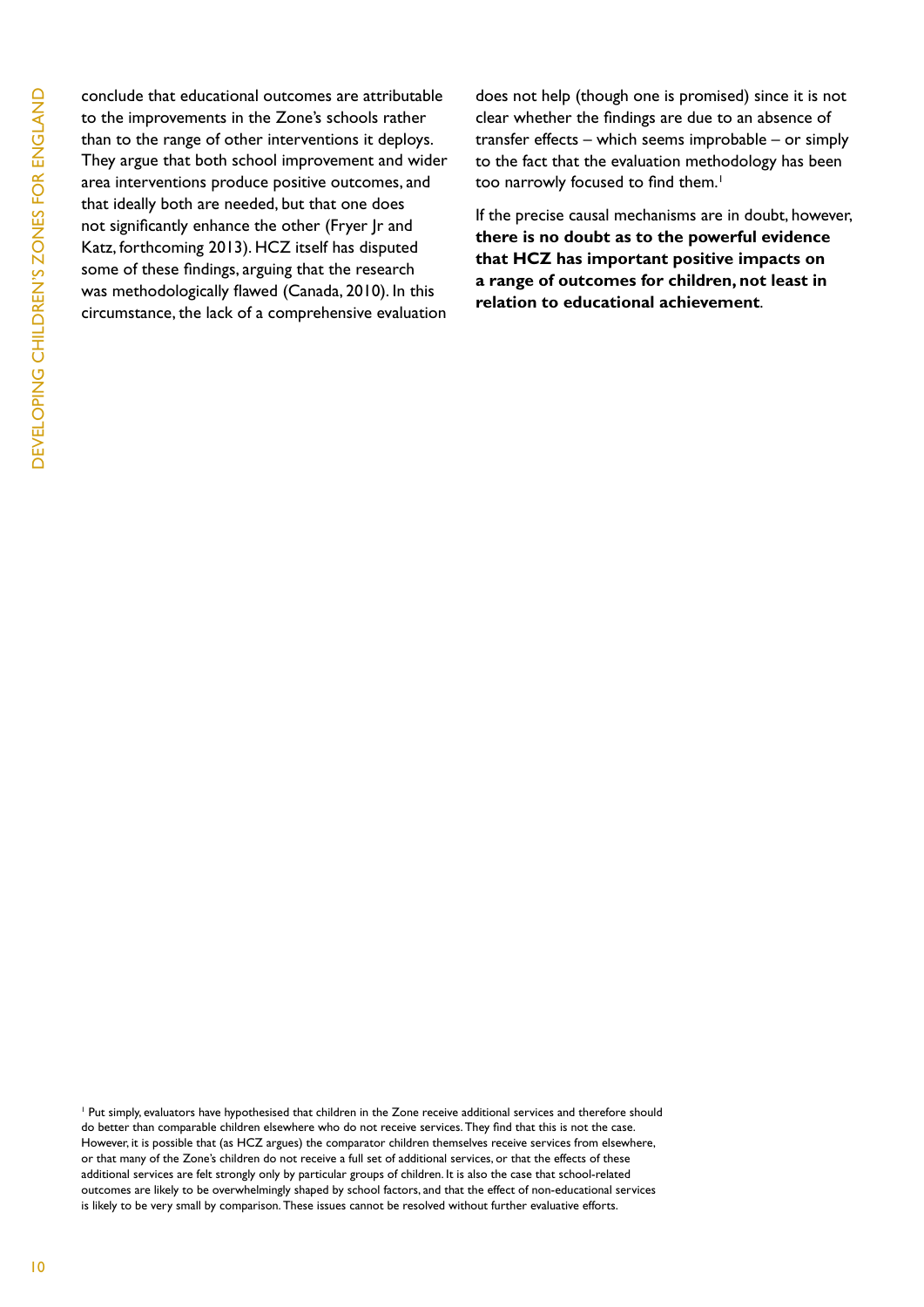conclude that educational outcomes are attributable to the improvements in the Zone's schools rather than to the range of other interventions it deploys. They argue that both school improvement and wider area interventions produce positive outcomes, and that ideally both are needed, but that one does not significantly enhance the other (Fryer Jr and Katz, forthcoming 2013). HCZ itself has disputed some of these findings, arguing that the research was methodologically flawed (Canada, 2010). In this circumstance, the lack of a comprehensive evaluation does not help (though one is promised) since it is not clear whether the findings are due to an absence of transfer effects – which seems improbable – or simply to the fact that the evaluation methodology has been too narrowly focused to find them.[1]

If the precise causal mechanisms are in doubt, however, **there is no doubt as to the powerful evidence that HCZ has important positive impacts on a range of outcomes for children, not least in relation to educational achievement**.

[1] Put simply, evaluators have hypothesised that children in the Zone receive additional services and therefore should do better than comparable children elsewhere who do not receive services. They find that this is not the case. However, it is possible that (as HCZ argues) the comparator children themselves receive services from elsewhere, or that many of the Zone's children do not receive a full set of additional services, or that the effects of these additional services are felt strongly only by particular groups of children. It is also the case that school-related outcomes are likely to be overwhelmingly shaped by school factors, and that the effect of non-educational services is likely to be very small by comparison. These issues cannot be resolved without further evaluative efforts.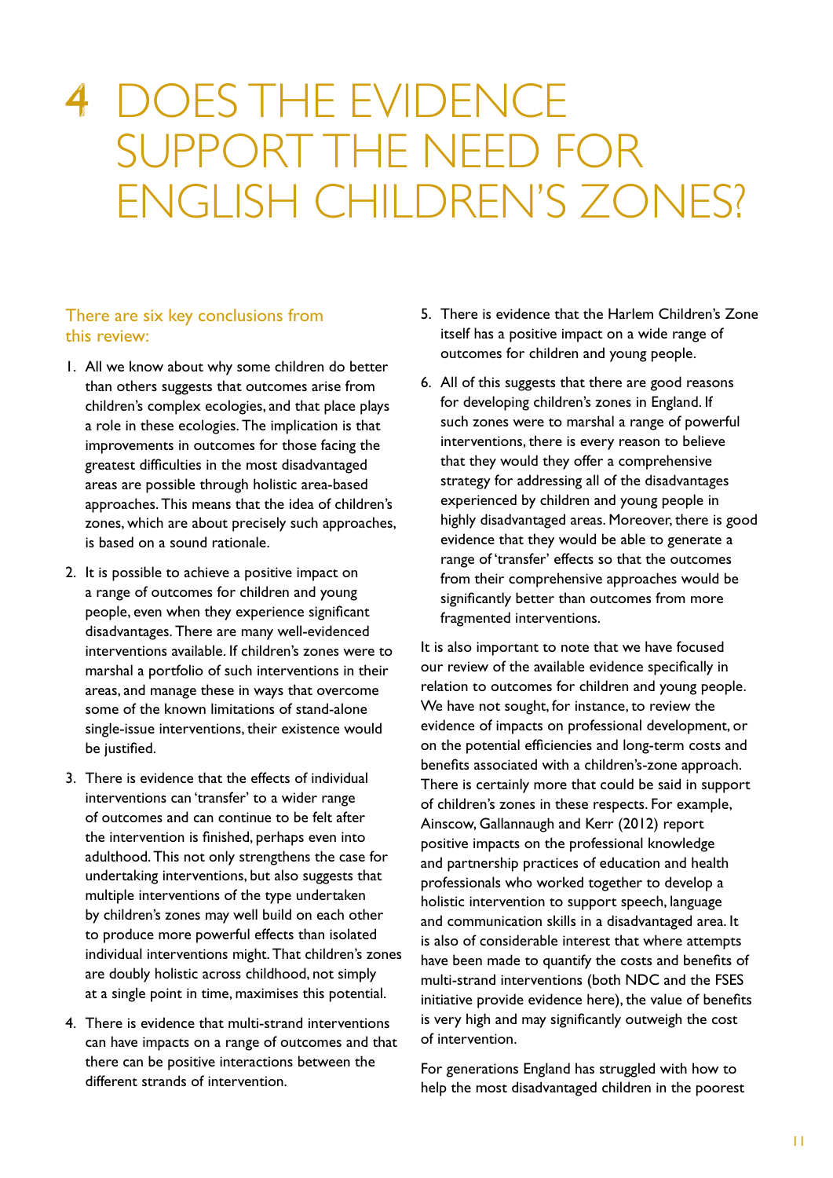# 4 DOES THE EVIDENCE SUPPORT THE NEED FOR ENGLISH CHILDREN'S ZONES?

There are six key conclusions from this review:

1. All we know about why some children do better than others suggests that outcomes arise from children's complex ecologies, and that place plays a role in these ecologies. The implication is that improvements in outcomes for those facing the greatest difficulties in the most disadvantaged areas are possible through holistic area-based approaches. This means that the idea of children's zones, which are about precisely such approaches, is based on a sound rationale.

2. It is possible to achieve a positive impact on a range of outcomes for children and young people, even when they experience significant disadvantages. There are many well-evidenced interventions available. If children's zones were to marshal a portfolio of such interventions in their areas, and manage these in ways that overcome some of the known limitations of stand-alone single-issue interventions, their existence would be justified.

3. There is evidence that the effects of individual interventions can 'transfer' to a wider range of outcomes and can continue to be felt after the intervention is finished, perhaps even into adulthood. This not only strengthens the case for undertaking interventions, but also suggests that multiple interventions of the type undertaken by children's zones may well build on each other to produce more powerful effects than isolated individual interventions might. That children's zones are doubly holistic across childhood, not simply at a single point in time, maximises this potential.

4. There is evidence that multi-strand interventions can have impacts on a range of outcomes and that there can be positive interactions between the different strands of intervention.

5. There is evidence that the Harlem Children's Zone itself has a positive impact on a wide range of outcomes for children and young people.

6. All of this suggests that there are good reasons for developing children's zones in England. If such zones were to marshal a range of powerful interventions, there is every reason to believe that they would they offer a comprehensive strategy for addressing all of the disadvantages experienced by children and young people in highly disadvantaged areas. Moreover, there is good evidence that they would be able to generate a range of 'transfer' effects so that the outcomes from their comprehensive approaches would be significantly better than outcomes from more fragmented interventions.

It is also important to note that we have focused our review of the available evidence specifically in relation to outcomes for children and young people. We have not sought, for instance, to review the evidence of impacts on professional development, or on the potential efficiencies and long-term costs and benefits associated with a children's-zone approach. There is certainly more that could be said in support of children's zones in these respects. For example, Ainscow, Gallannaugh and Kerr (2012) report positive impacts on the professional knowledge and partnership practices of education and health professionals who worked together to develop a holistic intervention to support speech, language and communication skills in a disadvantaged area. It is also of considerable interest that where attempts have been made to quantify the costs and benefits of multi-strand interventions (both NDC and the FSES initiative provide evidence here), the value of benefits is very high and may significantly outweigh the cost of intervention.

For generations England has struggled with how to help the most disadvantaged children in the poorest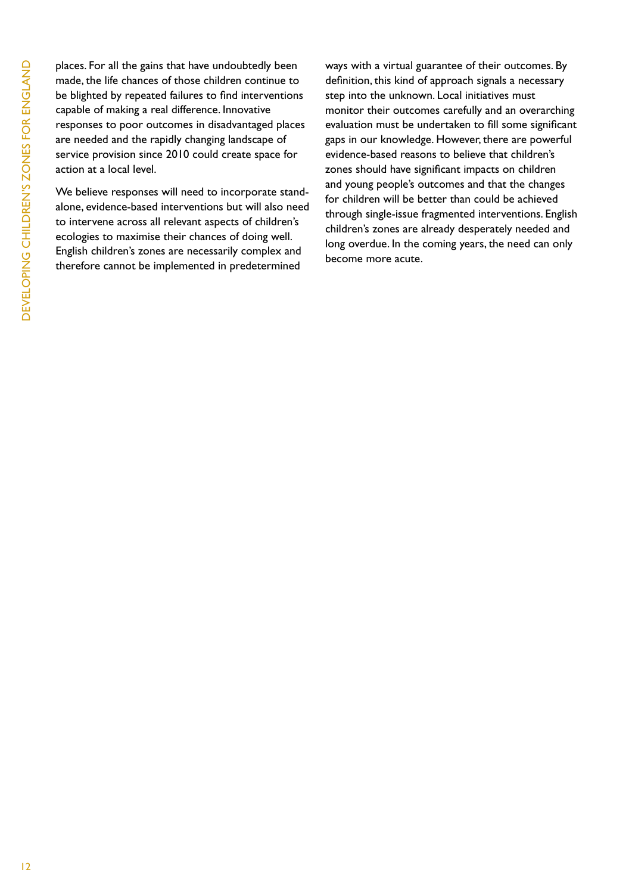places. For all the gains that have undoubtedly been made, the life chances of those children continue to be blighted by repeated failures to find interventions capable of making a real difference. Innovative responses to poor outcomes in disadvantaged places are needed and the rapidly changing landscape of service provision since 2010 could create space for action at a local level.

We believe responses will need to incorporate stand-alone, evidence-based interventions but will also need to intervene across all relevant aspects of children's ecologies to maximise their chances of doing well. English children's zones are necessarily complex and therefore cannot be implemented in predetermined ways with a virtual guarantee of their outcomes. By definition, this kind of approach signals a necessary step into the unknown. Local initiatives must monitor their outcomes carefully and an overarching evaluation must be undertaken to fill some significant gaps in our knowledge. However, there are powerful evidence-based reasons to believe that children's zones should have significant impacts on children and young people's outcomes and that the changes for children will be better than could be achieved through single-issue fragmented interventions. English children's zones are already desperately needed and long overdue. In the coming years, the need can only become more acute.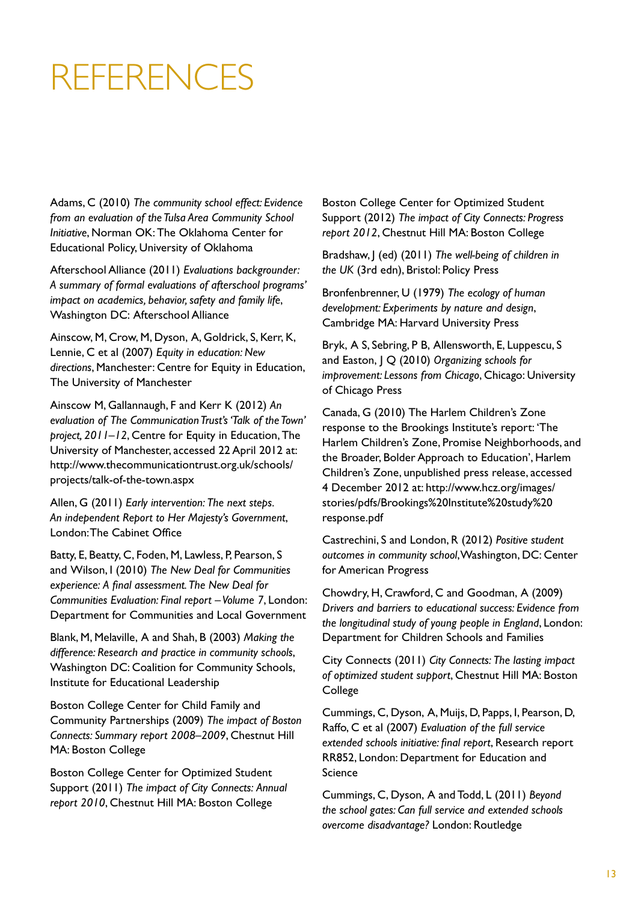# REFERENCES

Adams, C (2010) *The community school effect: Evidence from an evaluation of the Tulsa Area Community School Initiative*, Norman OK: The Oklahoma Center for Educational Policy, University of Oklahoma

Afterschool Alliance (2011) *Evaluations backgrounder: A summary of formal evaluations of afterschool programs' impact on academics, behavior, safety and family life*, Washington DC: Afterschool Alliance

Ainscow, M, Crow, M, Dyson, A, Goldrick, S, Kerr, K, Lennie, C et al (2007) *Equity in education: New directions*, Manchester: Centre for Equity in Education, The University of Manchester

Ainscow M, Gallannaugh, F and Kerr K (2012) *An evaluation of The Communication Trust's 'Talk of the Town' project, 2011–12*, Centre for Equity in Education, The University of Manchester, accessed 22 April 2012 at: http://www.thecommunicationtrust.org.uk/schools/projects/talk-of-the-town.aspx

Allen, G (2011) *Early intervention: The next steps. An independent Report to Her Majesty's Government*, London: The Cabinet Office

Batty, E, Beatty, C, Foden, M, Lawless, P, Pearson, S and Wilson, I (2010) *The New Deal for Communities experience: A final assessment. The New Deal for Communities Evaluation: Final report – Volume 7*, London: Department for Communities and Local Government

Blank, M, Melaville, A and Shah, B (2003) *Making the difference: Research and practice in community schools*, Washington DC: Coalition for Community Schools, Institute for Educational Leadership

Boston College Center for Child Family and Community Partnerships (2009) *The impact of Boston Connects: Summary report 2008–2009*, Chestnut Hill MA: Boston College

Boston College Center for Optimized Student Support (2011) *The impact of City Connects: Annual report 2010*, Chestnut Hill MA: Boston College

Boston College Center for Optimized Student Support (2012) *The impact of City Connects: Progress report 2012*, Chestnut Hill MA: Boston College

Bradshaw, J (ed) (2011) *The well-being of children in the UK* (3rd edn), Bristol: Policy Press

Bronfenbrenner, U (1979) *The ecology of human development: Experiments by nature and design*, Cambridge MA: Harvard University Press

Bryk, A S, Sebring, P B, Allensworth, E, Luppescu, S and Easton, J Q (2010) *Organizing schools for improvement: Lessons from Chicago*, Chicago: University of Chicago Press

Canada, G (2010) The Harlem Children's Zone response to the Brookings Institute's report: 'The Harlem Children's Zone, Promise Neighborhoods, and the Broader, Bolder Approach to Education', Harlem Children's Zone, unpublished press release, accessed 4 December 2012 at: http://www.hcz.org/images/stories/pdfs/Brookings%20Institute%20study%20response.pdf

Castrechini, S and London, R (2012) *Positive student outcomes in community school*, Washington, DC: Center for American Progress

Chowdry, H, Crawford, C and Goodman, A (2009) *Drivers and barriers to educational success: Evidence from the longitudinal study of young people in England*, London: Department for Children Schools and Families

City Connects (2011) *City Connects: The lasting impact of optimized student support*, Chestnut Hill MA: Boston College

Cummings, C, Dyson, A, Muijs, D, Papps, I, Pearson, D, Raffo, C et al (2007) *Evaluation of the full service extended schools initiative: final report*, Research report RR852, London: Department for Education and Science

Cummings, C, Dyson, A and Todd, L (2011) *Beyond the school gates: Can full service and extended schools overcome disadvantage?* London: Routledge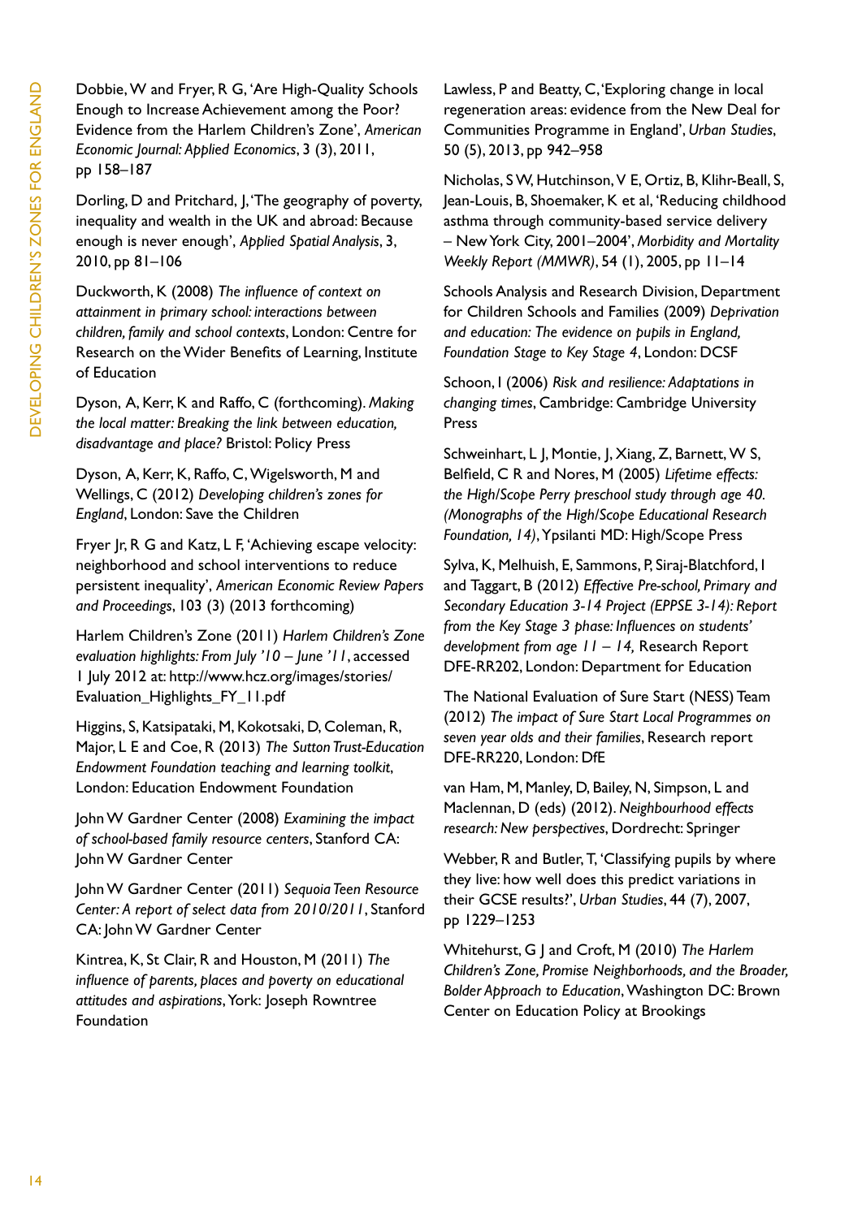Dobbie, W and Fryer, R G, 'Are High-Quality Schools Enough to Increase Achievement among the Poor? Evidence from the Harlem Children's Zone', *American Economic Journal: Applied Economics*, 3 (3), 2011, pp 158–187

Dorling, D and Pritchard, J, 'The geography of poverty, inequality and wealth in the UK and abroad: Because enough is never enough', *Applied Spatial Analysis*, 3, 2010, pp 81–106

Duckworth, K (2008) *The influence of context on attainment in primary school: interactions between children, family and school contexts*, London: Centre for Research on the Wider Benefits of Learning, Institute of Education

Dyson, A, Kerr, K and Raffo, C (forthcoming). *Making the local matter: Breaking the link between education, disadvantage and place?* Bristol: Policy Press

Dyson, A, Kerr, K, Raffo, C, Wigelsworth, M and Wellings, C (2012) *Developing children's zones for England*, London: Save the Children

Fryer Jr, R G and Katz, L F, 'Achieving escape velocity: neighborhood and school interventions to reduce persistent inequality', *American Economic Review Papers and Proceedings*, 103 (3) (2013 forthcoming)

Harlem Children's Zone (2011) *Harlem Children's Zone evaluation highlights: From July '10 – June '11*, accessed 1 July 2012 at: http://www.hcz.org/images/stories/Evaluation_Highlights_FY_11.pdf

Higgins, S, Katsipataki, M, Kokotsaki, D, Coleman, R, Major, L E and Coe, R (2013) *The Sutton Trust-Education Endowment Foundation teaching and learning toolkit*, London: Education Endowment Foundation

John W Gardner Center (2008) *Examining the impact of school-based family resource centers*, Stanford CA: John W Gardner Center

John W Gardner Center (2011) *Sequoia Teen Resource Center: A report of select data from 2010/2011*, Stanford CA: John W Gardner Center

Kintrea, K, St Clair, R and Houston, M (2011) *The influence of parents, places and poverty on educational attitudes and aspirations*, York: Joseph Rowntree Foundation

Lawless, P and Beatty, C, 'Exploring change in local regeneration areas: evidence from the New Deal for Communities Programme in England', *Urban Studies*, 50 (5), 2013, pp 942–958

Nicholas, S W, Hutchinson, V E, Ortiz, B, Klihr-Beall, S, Jean-Louis, B, Shoemaker, K et al, 'Reducing childhood asthma through community-based service delivery – New York City, 2001–2004', *Morbidity and Mortality Weekly Report (MMWR)*, 54 (1), 2005, pp 11–14

Schools Analysis and Research Division, Department for Children Schools and Families (2009) *Deprivation and education: The evidence on pupils in England, Foundation Stage to Key Stage 4*, London: DCSF

Schoon, I (2006) *Risk and resilience: Adaptations in changing times*, Cambridge: Cambridge University Press

Schweinhart, L J, Montie, J, Xiang, Z, Barnett, W S, Belfield, C R and Nores, M (2005) *Lifetime effects: the High/Scope Perry preschool study through age 40. (Monographs of the High/Scope Educational Research Foundation, 14)*, Ypsilanti MD: High/Scope Press

Sylva, K, Melhuish, E, Sammons, P, Siraj-Blatchford, I and Taggart, B (2012) *Effective Pre-school, Primary and Secondary Education 3-14 Project (EPPSE 3-14): Report from the Key Stage 3 phase: Influences on students' development from age 11 – 14,* Research Report DFE-RR202, London: Department for Education

The National Evaluation of Sure Start (NESS) Team (2012) *The impact of Sure Start Local Programmes on seven year olds and their families*, Research report DFE-RR220, London: DfE

van Ham, M, Manley, D, Bailey, N, Simpson, L and Maclennan, D (eds) (2012). *Neighbourhood effects research: New perspectives*, Dordrecht: Springer

Webber, R and Butler, T, 'Classifying pupils by where they live: how well does this predict variations in their GCSE results?', *Urban Studies*, 44 (7), 2007, pp 1229–1253

Whitehurst, G J and Croft, M (2010) *The Harlem Children's Zone, Promise Neighborhoods, and the Broader, Bolder Approach to Education*, Washington DC: Brown Center on Education Policy at Brookings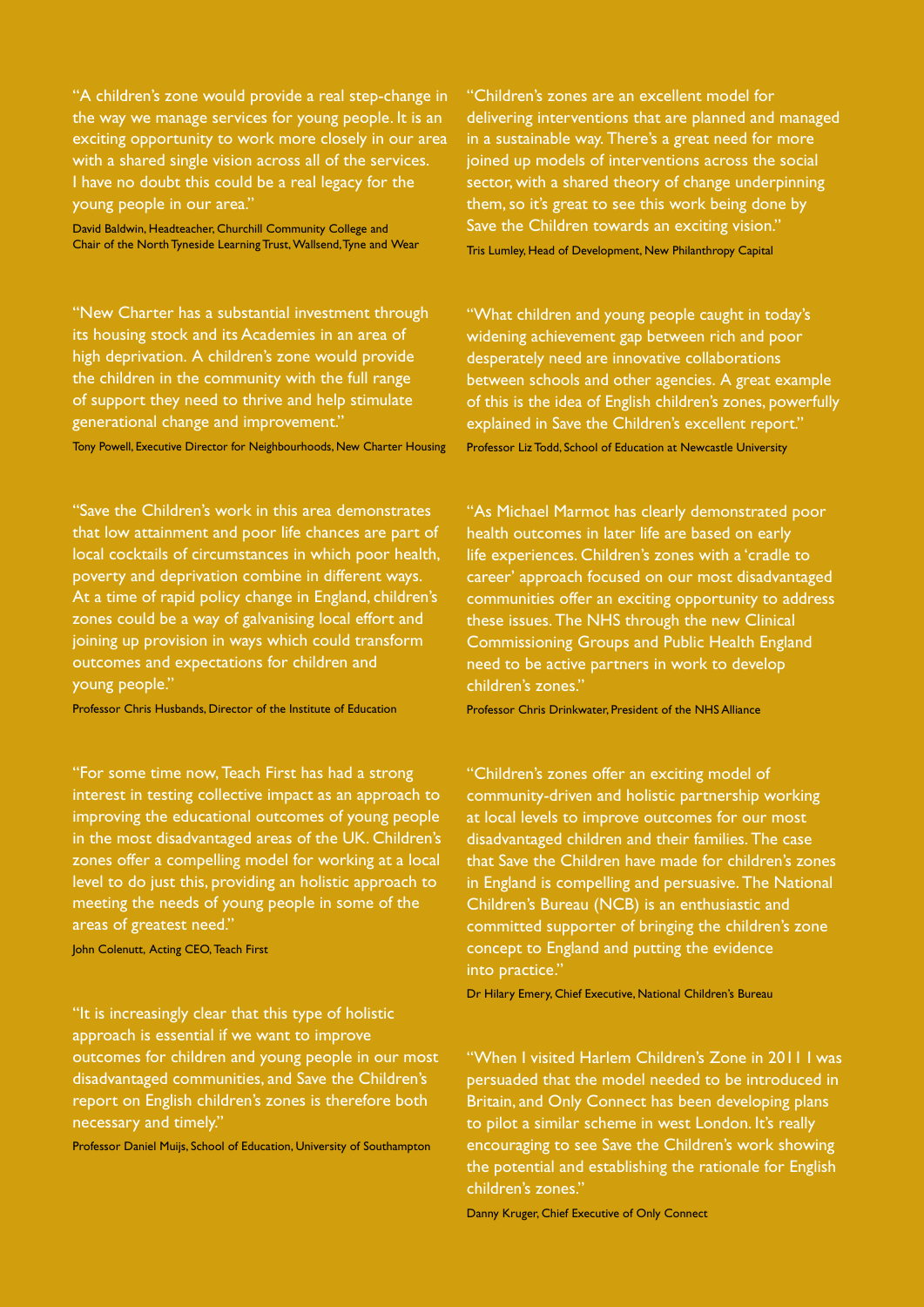"A children's zone would provide a real step-change in the way we manage services for young people. It is an exciting opportunity to work more closely in our area with a shared single vision across all of the services. I have no doubt this could be a real legacy for the young people in our area."

David Baldwin, Headteacher, Churchill Community College and Chair of the North Tyneside Learning Trust, Wallsend, Tyne and Wear

"New Charter has a substantial investment through its housing stock and its Academies in an area of high deprivation. A children's zone would provide the children in the community with the full range of support they need to thrive and help stimulate generational change and improvement."

Tony Powell, Executive Director for Neighbourhoods, New Charter Housing

"Save the Children's work in this area demonstrates that low attainment and poor life chances are part of local cocktails of circumstances in which poor health, poverty and deprivation combine in different ways. At a time of rapid policy change in England, children's zones could be a way of galvanising local effort and joining up provision in ways which could transform outcomes and expectations for children and young people."

Professor Chris Husbands, Director of the Institute of Education

"For some time now, Teach First has had a strong interest in testing collective impact as an approach to improving the educational outcomes of young people in the most disadvantaged areas of the UK. Children's zones offer a compelling model for working at a local level to do just this, providing an holistic approach to meeting the needs of young people in some of the areas of greatest need."

John Colenutt, Acting CEO, Teach First

"It is increasingly clear that this type of holistic approach is essential if we want to improve outcomes for children and young people in our most disadvantaged communities, and Save the Children's report on English children's zones is therefore both necessary and timely."

Professor Daniel Muijs, School of Education, University of Southampton

"Children's zones are an excellent model for delivering interventions that are planned and managed in a sustainable way. There's a great need for more joined up models of interventions across the social sector, with a shared theory of change underpinning them, so it's great to see this work being done by Save the Children towards an exciting vision."

Tris Lumley, Head of Development, New Philanthropy Capital

"What children and young people caught in today's widening achievement gap between rich and poor desperately need are innovative collaborations between schools and other agencies. A great example of this is the idea of English children's zones, powerfully explained in Save the Children's excellent report."

Professor Liz Todd, School of Education at Newcastle University

"As Michael Marmot has clearly demonstrated poor health outcomes in later life are based on early life experiences. Children's zones with a 'cradle to career' approach focused on our most disadvantaged communities offer an exciting opportunity to address these issues. The NHS through the new Clinical Commissioning Groups and Public Health England need to be active partners in work to develop children's zones."

Professor Chris Drinkwater, President of the NHS Alliance

"Children's zones offer an exciting model of community-driven and holistic partnership working at local levels to improve outcomes for our most disadvantaged children and their families. The case that Save the Children have made for children's zones in England is compelling and persuasive. The National Children's Bureau (NCB) is an enthusiastic and committed supporter of bringing the children's zone concept to England and putting the evidence into practice."

Dr Hilary Emery, Chief Executive, National Children's Bureau

"When I visited Harlem Children's Zone in 2011 I was persuaded that the model needed to be introduced in Britain, and Only Connect has been developing plans to pilot a similar scheme in west London. It's really encouraging to see Save the Children's work showing the potential and establishing the rationale for English children's zones."

Danny Kruger, Chief Executive of Only Connect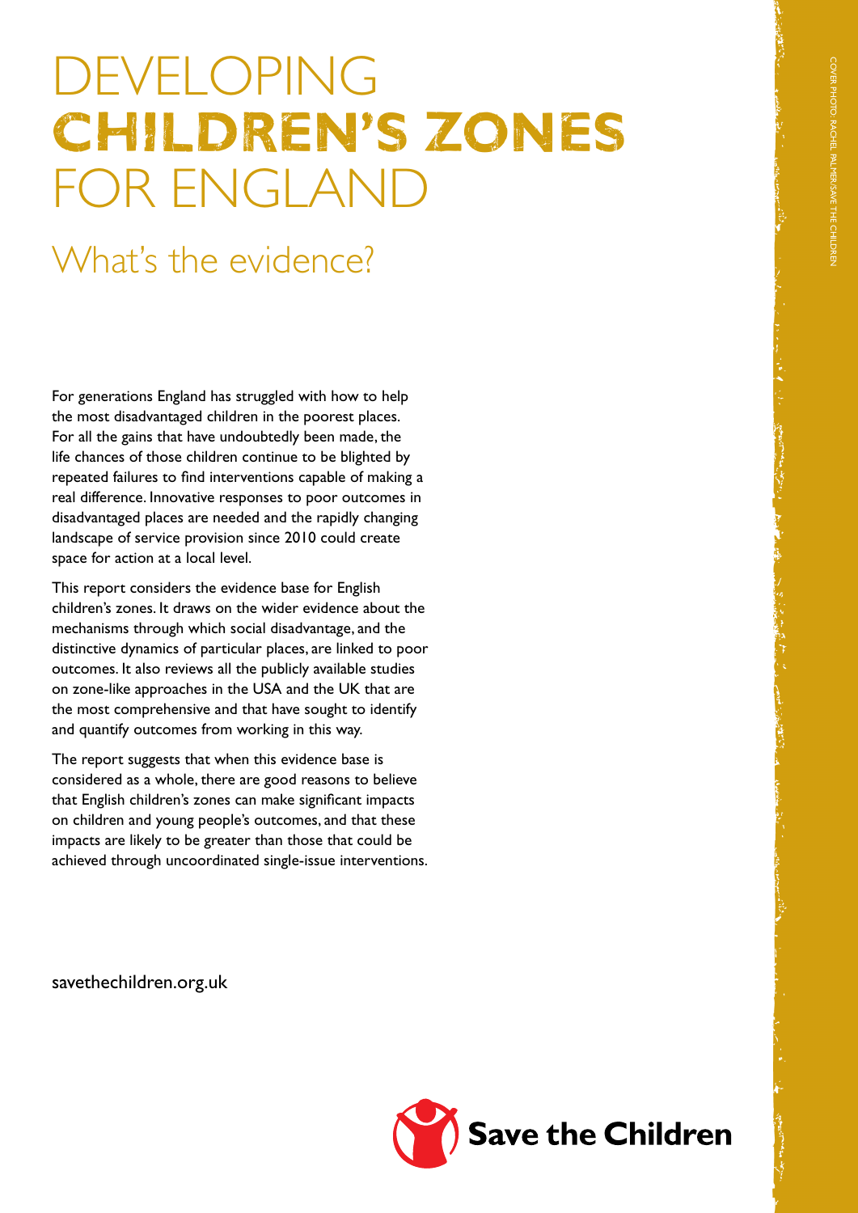# DEVELOPING CHILDREN'S ZONES FOR ENGLAND

## What's the evidence?

For generations England has struggled with how to help the most disadvantaged children in the poorest places. For all the gains that have undoubtedly been made, the life chances of those children continue to be blighted by repeated failures to find interventions capable of making a real difference. Innovative responses to poor outcomes in disadvantaged places are needed and the rapidly changing landscape of service provision since 2010 could create space for action at a local level.

This report considers the evidence base for English children's zones. It draws on the wider evidence about the mechanisms through which social disadvantage, and the distinctive dynamics of particular places, are linked to poor outcomes. It also reviews all the publicly available studies on zone-like approaches in the USA and the UK that are the most comprehensive and that have sought to identify and quantify outcomes from working in this way.

The report suggests that when this evidence base is considered as a whole, there are good reasons to believe that English children's zones can make significant impacts on children and young people's outcomes, and that these impacts are likely to be greater than those that could be achieved through uncoordinated single-issue interventions.

savethechildren.org.uk

Save the Children

COVER PHOTO: RACHEL PALMER/SAVE THE CHILDREN